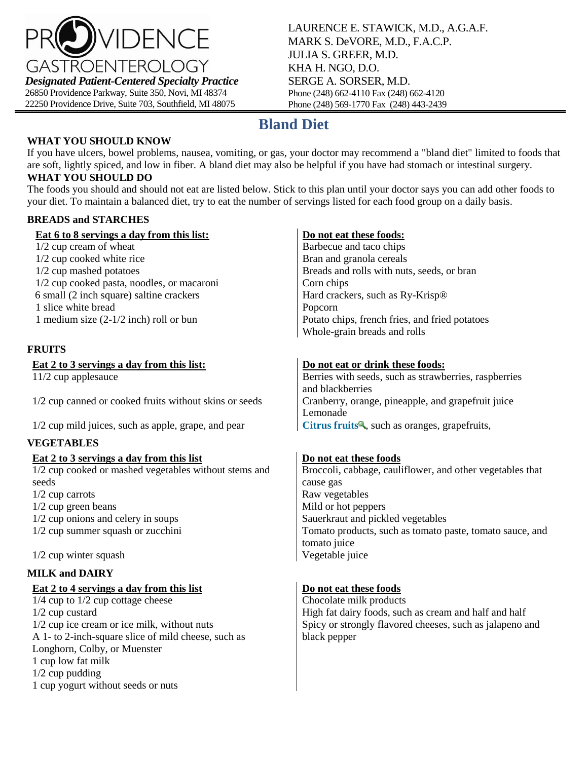# PROVIDENCE GASTROENTEROLOGY

***Designated Patient-Centered Specialty Practice***

26850 Providence Parkway, Suite 350, Novi, MI 48374
22250 Providence Drive, Suite 703, Southfield, MI 48075

LAURENCE E. STAWICK, M.D., A.G.A.F.
MARK S. DeVORE, M.D., F.A.C.P.
JULIA S. GREER, M.D.
KHA H. NGO, D.O.
SERGE A. SORSER, M.D.
Phone (248) 662-4110 Fax (248) 662-4120
Phone (248) 569-1770 Fax (248) 443-2439

## Bland Diet

**WHAT YOU SHOULD KNOW**

If you have ulcers, bowel problems, nausea, vomiting, or gas, your doctor may recommend a "bland diet" limited to foods that are soft, lightly spiced, and low in fiber. A bland diet may also be helpful if you have had stomach or intestinal surgery.

**WHAT YOU SHOULD DO**

The foods you should and should not eat are listed below. Stick to this plan until your doctor says you can add other foods to your diet. To maintain a balanced diet, try to eat the number of servings listed for each food group on a daily basis.

### BREADS and STARCHES

**Eat 6 to 8 servings a day from this list:**

- 1/2 cup cream of wheat
- 1/2 cup cooked white rice
- 1/2 cup mashed potatoes
- 1/2 cup cooked pasta, noodles, or macaroni
- 6 small (2 inch square) saltine crackers
- 1 slice white bread
- 1 medium size (2-1/2 inch) roll or bun

**Do not eat these foods:**

- Barbecue and taco chips
- Bran and granola cereals
- Breads and rolls with nuts, seeds, or bran
- Corn chips
- Hard crackers, such as Ry-Krisp®
- Popcorn
- Potato chips, french fries, and fried potatoes
- Whole-grain breads and rolls

### FRUITS

**Eat 2 to 3 servings a day from this list:**

- 11/2 cup applesauce
- 1/2 cup canned or cooked fruits without skins or seeds
- 1/2 cup mild juices, such as apple, grape, and pear

**Do not eat or drink these foods:**

- Berries with seeds, such as strawberries, raspberries and blackberries
- Cranberry, orange, pineapple, and grapefruit juice
- Lemonade
- Citrus fruits, such as oranges, grapefruits,

### VEGETABLES

**Eat 2 to 3 servings a day from this list**

- 1/2 cup cooked or mashed vegetables without stems and seeds
- 1/2 cup carrots
- 1/2 cup green beans
- 1/2 cup onions and celery in soups
- 1/2 cup summer squash or zucchini
- 1/2 cup winter squash

**Do not eat these foods**

- Broccoli, cabbage, cauliflower, and other vegetables that cause gas
- Raw vegetables
- Mild or hot peppers
- Sauerkraut and pickled vegetables
- Tomato products, such as tomato paste, tomato sauce, and tomato juice
- Vegetable juice

### MILK and DAIRY

**Eat 2 to 4 servings a day from this list**

- 1/4 cup to 1/2 cup cottage cheese
- 1/2 cup custard
- 1/2 cup ice cream or ice milk, without nuts
- A 1- to 2-inch-square slice of mild cheese, such as Longhorn, Colby, or Muenster
- 1 cup low fat milk
- 1/2 cup pudding
- 1 cup yogurt without seeds or nuts

**Do not eat these foods**

- Chocolate milk products
- High fat dairy foods, such as cream and half and half
- Spicy or strongly flavored cheeses, such as jalapeno and black pepper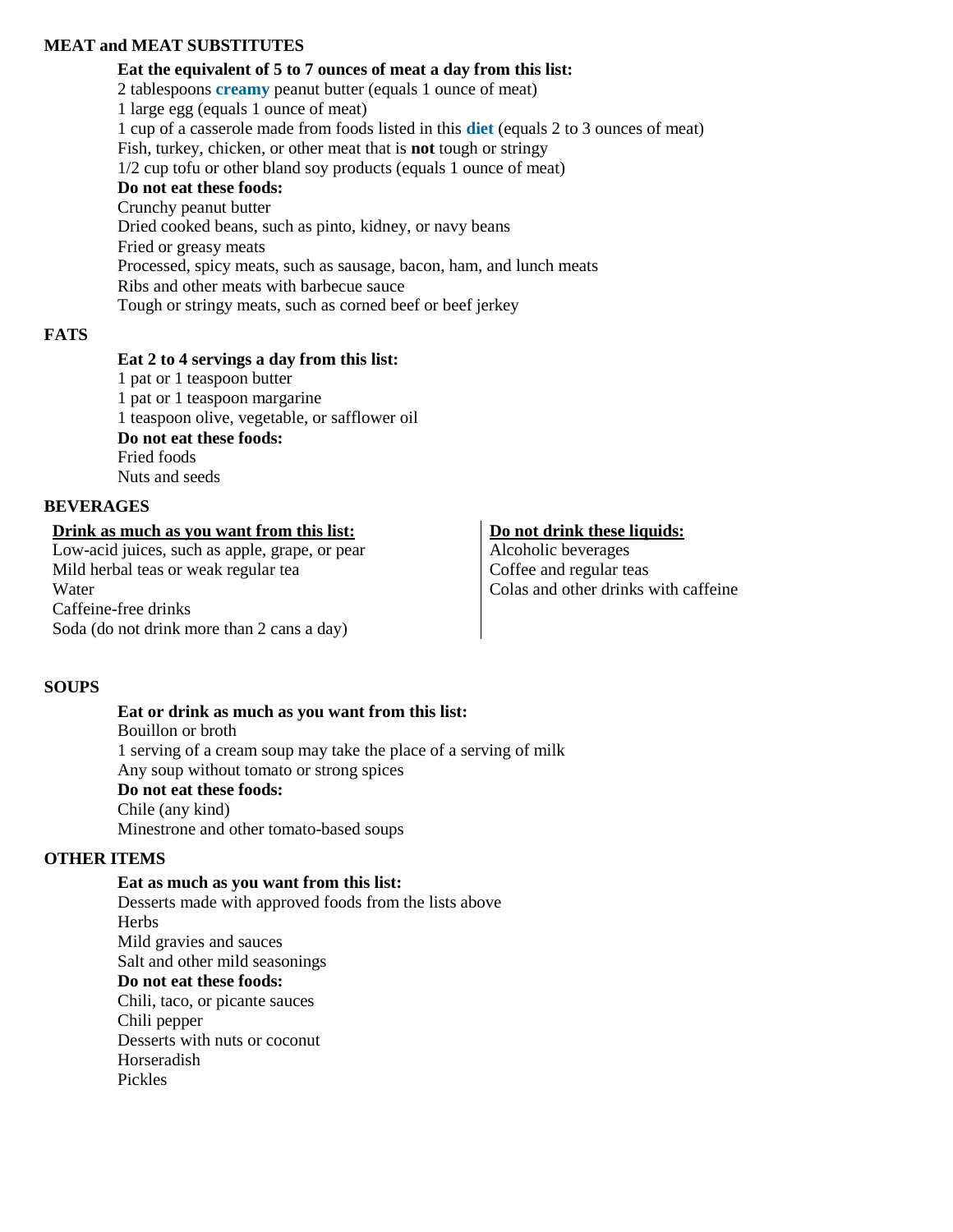## MEAT and MEAT SUBSTITUTES

**Eat the equivalent of 5 to 7 ounces of meat a day from this list:**

2 tablespoons **creamy** peanut butter (equals 1 ounce of meat)
1 large egg (equals 1 ounce of meat)
1 cup of a casserole made from foods listed in this **diet** (equals 2 to 3 ounces of meat)
Fish, turkey, chicken, or other meat that is **not** tough or stringy
1/2 cup tofu or other bland soy products (equals 1 ounce of meat)

**Do not eat these foods:**

Crunchy peanut butter
Dried cooked beans, such as pinto, kidney, or navy beans
Fried or greasy meats
Processed, spicy meats, such as sausage, bacon, ham, and lunch meats
Ribs and other meats with barbecue sauce
Tough or stringy meats, such as corned beef or beef jerkey

## FATS

**Eat 2 to 4 servings a day from this list:**

1 pat or 1 teaspoon butter
1 pat or 1 teaspoon margarine
1 teaspoon olive, vegetable, or safflower oil

**Do not eat these foods:**

Fried foods
Nuts and seeds

## BEVERAGES

| **Drink as much as you want from this list:** | **Do not drink these liquids:** |
|---|---|
| Low-acid juices, such as apple, grape, or pear | Alcoholic beverages |
| Mild herbal teas or weak regular tea | Coffee and regular teas |
| Water | Colas and other drinks with caffeine |
| Caffeine-free drinks | |
| Soda (do not drink more than 2 cans a day) | |

## SOUPS

**Eat or drink as much as you want from this list:**

Bouillon or broth
1 serving of a cream soup may take the place of a serving of milk
Any soup without tomato or strong spices

**Do not eat these foods:**

Chile (any kind)
Minestrone and other tomato-based soups

## OTHER ITEMS

**Eat as much as you want from this list:**

Desserts made with approved foods from the lists above
Herbs
Mild gravies and sauces
Salt and other mild seasonings

**Do not eat these foods:**

Chili, taco, or picante sauces
Chili pepper
Desserts with nuts or coconut
Horseradish
Pickles